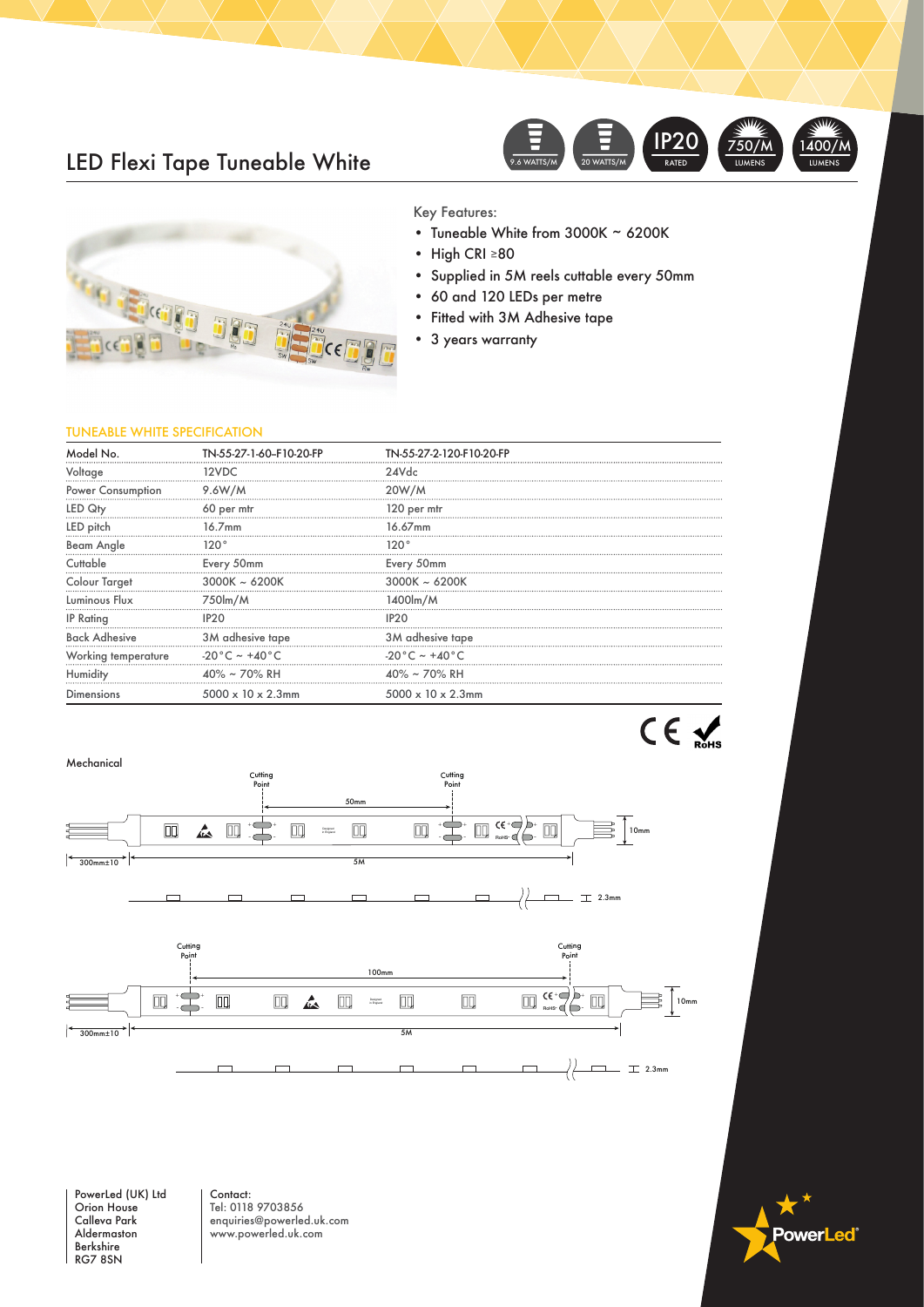# LED Flexi Tape Tuneable White

9.6 WATTS/M | 20 WATTS/M | IP20 RATED | 750/M LUMENS | 1400/M LUMENS

Key Features:

- Tuneable White from 3000K ~ 6200K
- High CRI ≥80
- Supplied in 5M reels cuttable every 50mm
- 60 and 120 LEDs per metre
- Fitted with 3M Adhesive tape
- 3 years warranty

## TUNEABLE WHITE SPECIFICATION

| Model No. | TN-55-27-1-60-F10-20-FP | TN-55-27-2-120-F10-20-FP |
|---|---|---|
| Voltage | 12VDC | 24Vdc |
| Power Consumption | 9.6W/M | 20W/M |
| LED Qty | 60 per mtr | 120 per mtr |
| LED pitch | 16.7mm | 16.67mm |
| Beam Angle | 120° | 120° |
| Cuttable | Every 50mm | Every 50mm |
| Colour Target | 3000K ~ 6200K | 3000K ~ 6200K |
| Luminous Flux | 750lm/M | 1400lm/M |
| IP Rating | IP20 | IP20 |
| Back Adhesive | 3M adhesive tape | 3M adhesive tape |
| Working temperature | -20°C ~ +40°C | -20°C ~ +40°C |
| Humidity | 40% ~ 70% RH | 40% ~ 70% RH |
| Dimensions | 5000 x 10 x 2.3mm | 5000 x 10 x 2.3mm |

CE RoHS

## Mechanical

Cutting Point — 50mm — Cutting Point; 10mm; 300mm±10; 5M; 2.3mm

Cutting Point — 100mm — Cutting Point; 10mm; 300mm±10; 5M; 2.3mm

PowerLed (UK) Ltd
Orion House
Calleva Park
Aldermaston
Berkshire
RG7 8SN

Contact:
Tel: 0118 9703856
enquiries@powerled.uk.com
www.powerled.uk.com

PowerLed®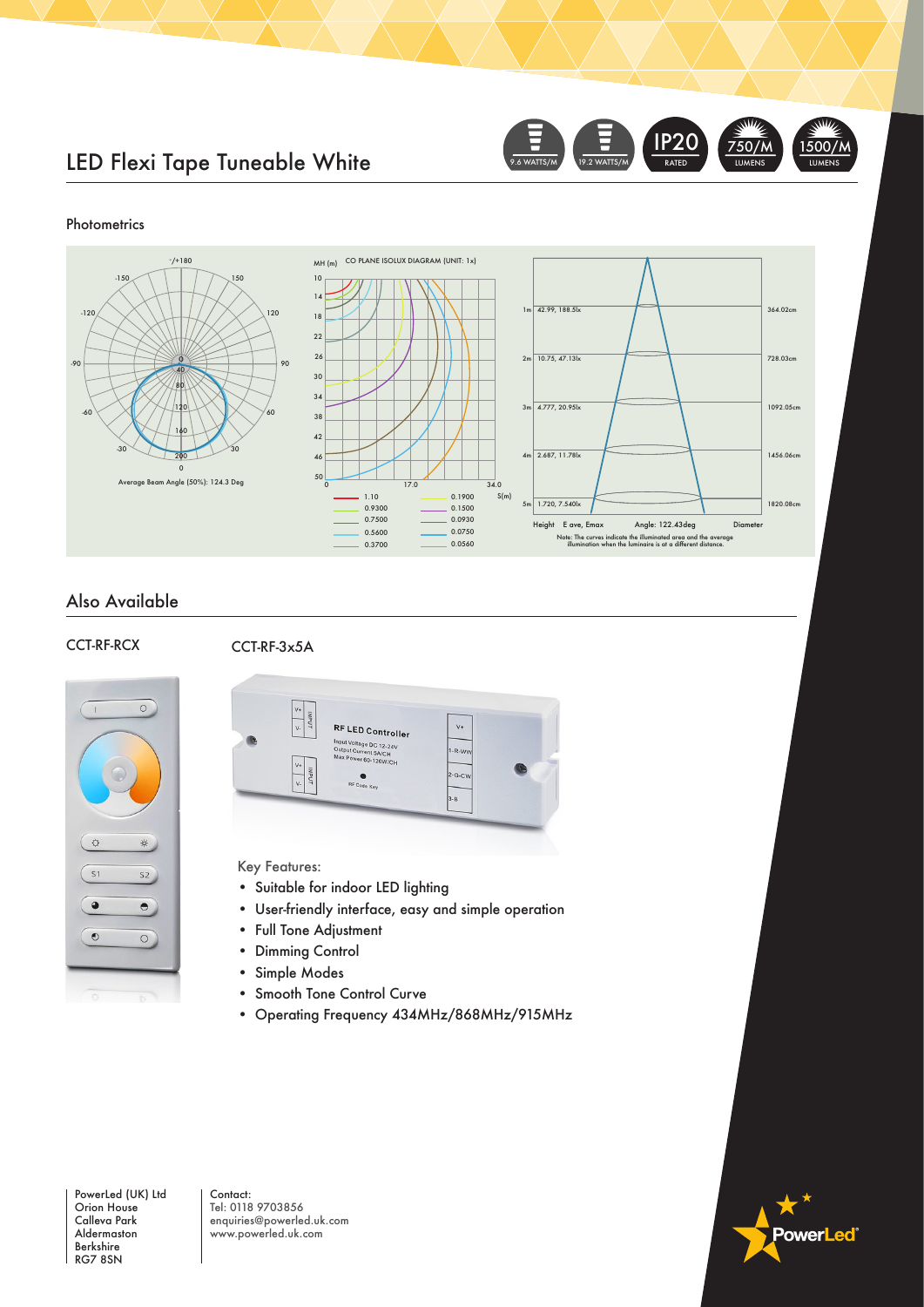# LED Flexi Tape Tuneable White

9.6 WATTS/M
19.2 WATTS/M
IP20 RATED
750/M LUMENS
1500/M LUMENS

## Photometrics

°/+180
-150
150
-120
120
-90
90
-60
60
-30
30
0
40
80
120
160
200
0
Average Beam Angle (50%): 124.3 Deg

MH (m) CO PLANE ISOLUX DIAGRAM (UNIT: lx)
10
14
18
22
26
30
34
38
42
46
50
0
17.0
34.0
S(m)
1.10
0.9300
0.7500
0.5600
0.3700
0.1900
0.1500
0.0930
0.0750
0.0560

1m 42.99, 188.5lx 364.02cm
2m 10.75, 47.13lx 728.03cm
3m 4.777, 20.95lx 1092.05cm
4m 2.687, 11.78lx 1456.06cm
5m 1.720, 7.540lx 1820.08cm
Height E ave, Emax Angle: 122.43deg Diameter
Note: The curves indicate the illuminated area and the average illumination when the luminaire is at a different distance.

## Also Available

### CCT-RF-RCX

### CCT-RF-3x5A

Key Features:

- Suitable for indoor LED lighting
- User-friendly interface, easy and simple operation
- Full Tone Adjustment
- Dimming Control
- Simple Modes
- Smooth Tone Control Curve
- Operating Frequency 434MHz/868MHz/915MHz

PowerLed (UK) Ltd
Orion House
Calleva Park
Aldermaston
Berkshire
RG7 8SN

Contact:
Tel: 0118 9703856
enquiries@powerled.uk.com
www.powerled.uk.com